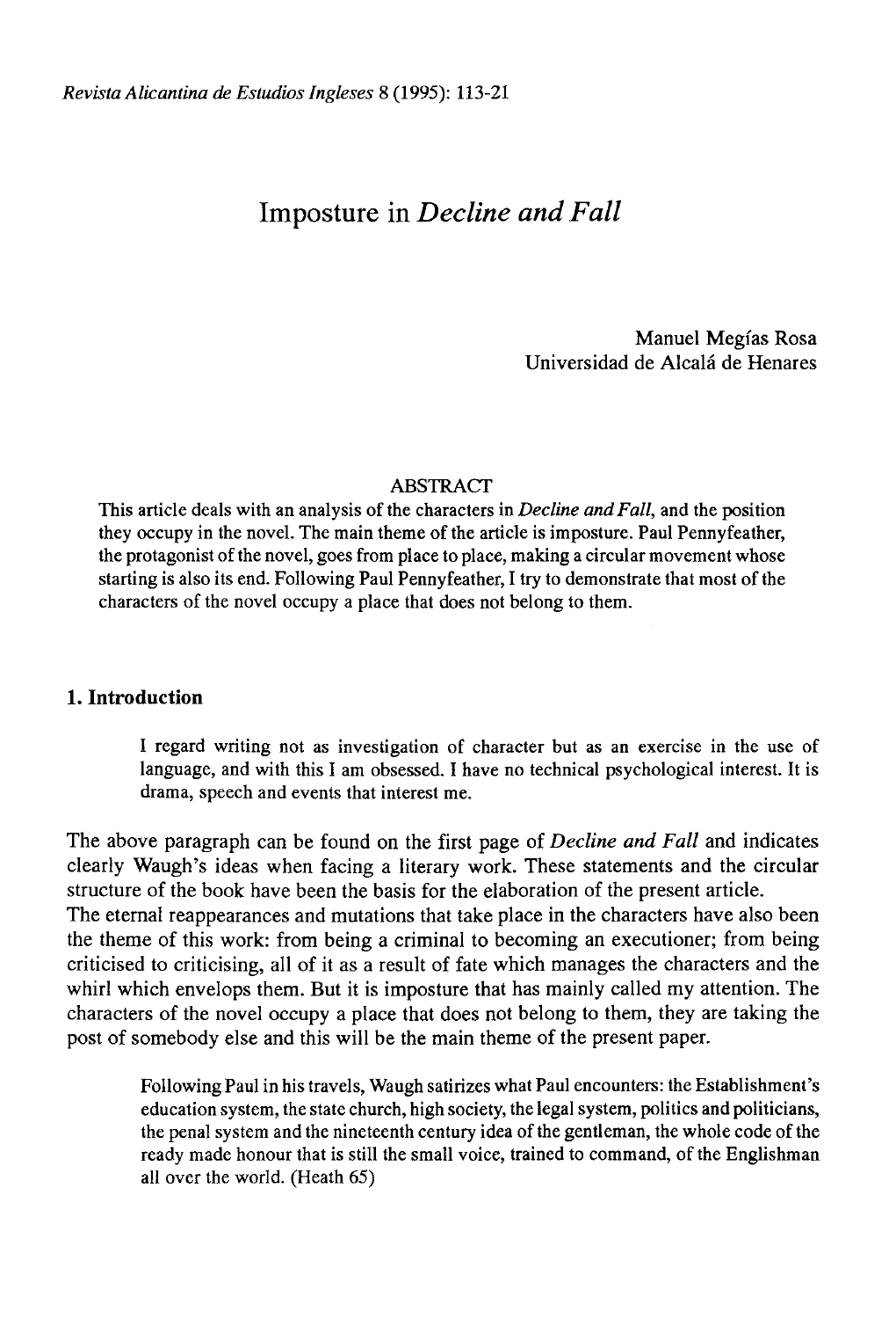# Imposture in *Decline and Fall*

Manuel Megías Rosa
Universidad de Alcalá de Henares

## ABSTRACT

This article deals with an analysis of the characters in *Decline and Fall*, and the position they occupy in the novel. The main theme of the article is imposture. Paul Pennyfeather, the protagonist of the novel, goes from place to place, making a circular movement whose starting is also its end. Following Paul Pennyfeather, I try to demonstrate that most of the characters of the novel occupy a place that does not belong to them.

## 1. Introduction

> I regard writing not as investigation of character but as an exercise in the use of language, and with this I am obsessed. I have no technical psychological interest. It is drama, speech and events that interest me.

The above paragraph can be found on the first page of *Decline and Fall* and indicates clearly Waugh's ideas when facing a literary work. These statements and the circular structure of the book have been the basis for the elaboration of the present article.

The eternal reappearances and mutations that take place in the characters have also been the theme of this work: from being a criminal to becoming an executioner; from being criticised to criticising, all of it as a result of fate which manages the characters and the whirl which envelops them. But it is imposture that has mainly called my attention. The characters of the novel occupy a place that does not belong to them, they are taking the post of somebody else and this will be the main theme of the present paper.

> Following Paul in his travels, Waugh satirizes what Paul encounters: the Establishment's education system, the state church, high society, the legal system, politics and politicians, the penal system and the nineteenth century idea of the gentleman, the whole code of the ready made honour that is still the small voice, trained to command, of the Englishman all over the world. (Heath 65)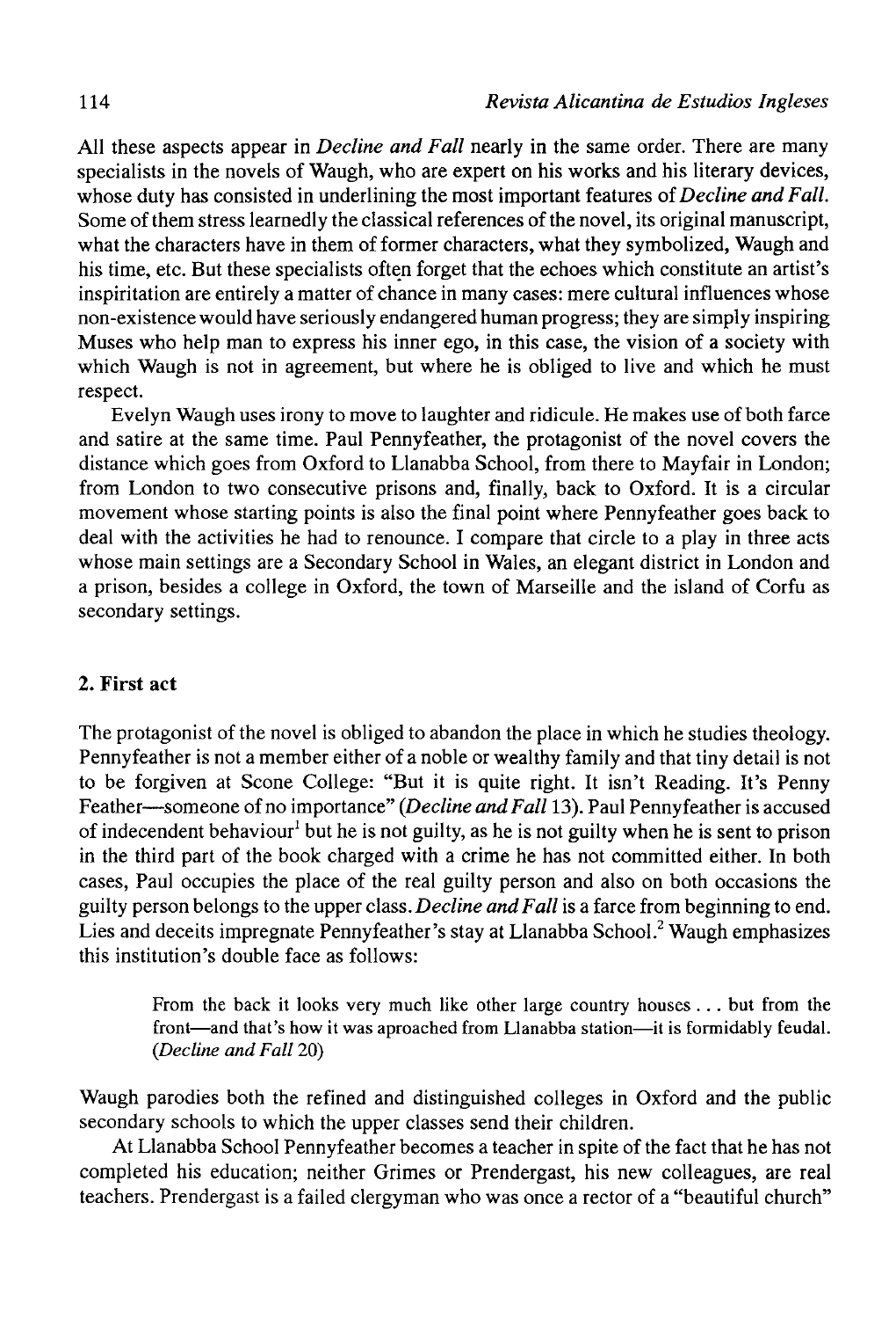All these aspects appear in *Decline and Fall* nearly in the same order. There are many specialists in the novels of Waugh, who are expert on his works and his literary devices, whose duty has consisted in underlining the most important features of *Decline and Fall*. Some of them stress learnedly the classical references of the novel, its original manuscript, what the characters have in them of former characters, what they symbolized, Waugh and his time, etc. But these specialists often forget that the echoes which constitute an artist's inspiritation are entirely a matter of chance in many cases: mere cultural influences whose non-existence would have seriously endangered human progress; they are simply inspiring Muses who help man to express his inner ego, in this case, the vision of a society with which Waugh is not in agreement, but where he is obliged to live and which he must respect.

Evelyn Waugh uses irony to move to laughter and ridicule. He makes use of both farce and satire at the same time. Paul Pennyfeather, the protagonist of the novel covers the distance which goes from Oxford to Llanabba School, from there to Mayfair in London; from London to two consecutive prisons and, finally, back to Oxford. It is a circular movement whose starting points is also the final point where Pennyfeather goes back to deal with the activities he had to renounce. I compare that circle to a play in three acts whose main settings are a Secondary School in Wales, an elegant district in London and a prison, besides a college in Oxford, the town of Marseille and the island of Corfu as secondary settings.

## 2. First act

The protagonist of the novel is obliged to abandon the place in which he studies theology. Pennyfeather is not a member either of a noble or wealthy family and that tiny detail is not to be forgiven at Scone College: "But it is quite right. It isn't Reading. It's Penny Feather—someone of no importance" (*Decline and Fall* 13). Paul Pennyfeather is accused of indecendent behaviour[1] but he is not guilty, as he is not guilty when he is sent to prison in the third part of the book charged with a crime he has not committed either. In both cases, Paul occupies the place of the real guilty person and also on both occasions the guilty person belongs to the upper class. *Decline and Fall* is a farce from beginning to end. Lies and deceits impregnate Pennyfeather's stay at Llanabba School.[2] Waugh emphasizes this institution's double face as follows:

> From the back it looks very much like other large country houses . . . but from the front—and that's how it was aproached from Llanabba station—it is formidably feudal. (*Decline and Fall* 20)

Waugh parodies both the refined and distinguished colleges in Oxford and the public secondary schools to which the upper classes send their children.

At Llanabba School Pennyfeather becomes a teacher in spite of the fact that he has not completed his education; neither Grimes or Prendergast, his new colleagues, are real teachers. Prendergast is a failed clergyman who was once a rector of a "beautiful church"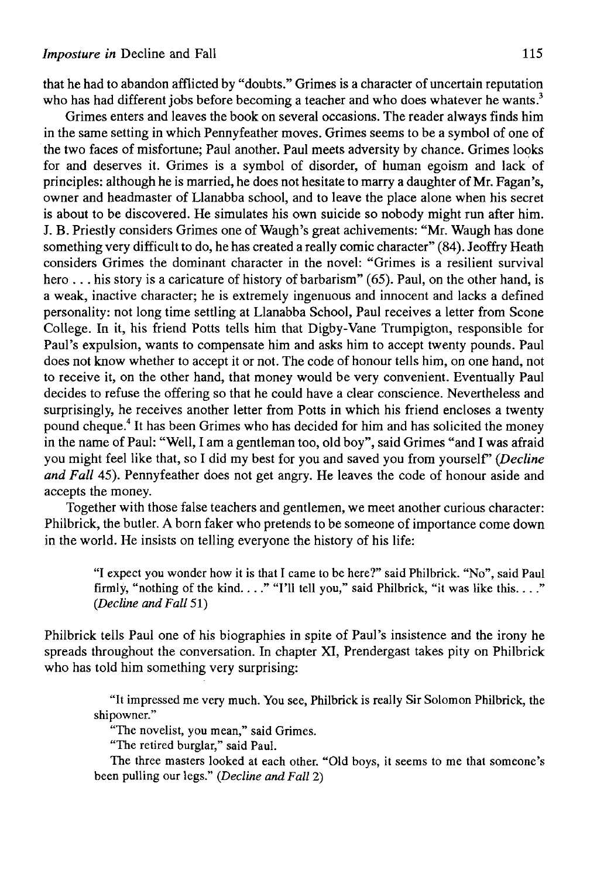that he had to abandon afflicted by "doubts." Grimes is a character of uncertain reputation who has had different jobs before becoming a teacher and who does whatever he wants.[3]

Grimes enters and leaves the book on several occasions. The reader always finds him in the same setting in which Pennyfeather moves. Grimes seems to be a symbol of one of the two faces of misfortune; Paul another. Paul meets adversity by chance. Grimes looks for and deserves it. Grimes is a symbol of disorder, of human egoism and lack of principles: although he is married, he does not hesitate to marry a daughter of Mr. Fagan's, owner and headmaster of Llanabba school, and to leave the place alone when his secret is about to be discovered. He simulates his own suicide so nobody might run after him. J. B. Priestly considers Grimes one of Waugh's great achivements: "Mr. Waugh has done something very difficult to do, he has created a really comic character" (84). Jeoffry Heath considers Grimes the dominant character in the novel: "Grimes is a resilient survival hero . . . his story is a caricature of history of barbarism" (65). Paul, on the other hand, is a weak, inactive character; he is extremely ingenuous and innocent and lacks a defined personality: not long time settling at Llanabba School, Paul receives a letter from Scone College. In it, his friend Potts tells him that Digby-Vane Trumpigton, responsible for Paul's expulsion, wants to compensate him and asks him to accept twenty pounds. Paul does not know whether to accept it or not. The code of honour tells him, on one hand, not to receive it, on the other hand, that money would be very convenient. Eventually Paul decides to refuse the offering so that he could have a clear conscience. Nevertheless and surprisingly, he receives another letter from Potts in which his friend encloses a twenty pound cheque.[4] It has been Grimes who has decided for him and has solicited the money in the name of Paul: "Well, I am a gentleman too, old boy", said Grimes "and I was afraid you might feel like that, so I did my best for you and saved you from yourself" (*Decline and Fall* 45). Pennyfeather does not get angry. He leaves the code of honour aside and accepts the money.

Together with those false teachers and gentlemen, we meet another curious character: Philbrick, the butler. A born faker who pretends to be someone of importance come down in the world. He insists on telling everyone the history of his life:

> "I expect you wonder how it is that I came to be here?" said Philbrick. "No", said Paul firmly, "nothing of the kind. . . ." "I'll tell you," said Philbrick, "it was like this. . . ." (*Decline and Fall* 51)

Philbrick tells Paul one of his biographies in spite of Paul's insistence and the irony he spreads throughout the conversation. In chapter XI, Prendergast takes pity on Philbrick who has told him something very surprising:

> "It impressed me very much. You see, Philbrick is really Sir Solomon Philbrick, the shipowner."
>
> "The novelist, you mean," said Grimes.
>
> "The retired burglar," said Paul.
>
> The three masters looked at each other. "Old boys, it seems to me that someone's been pulling our legs." (*Decline and Fall* 2)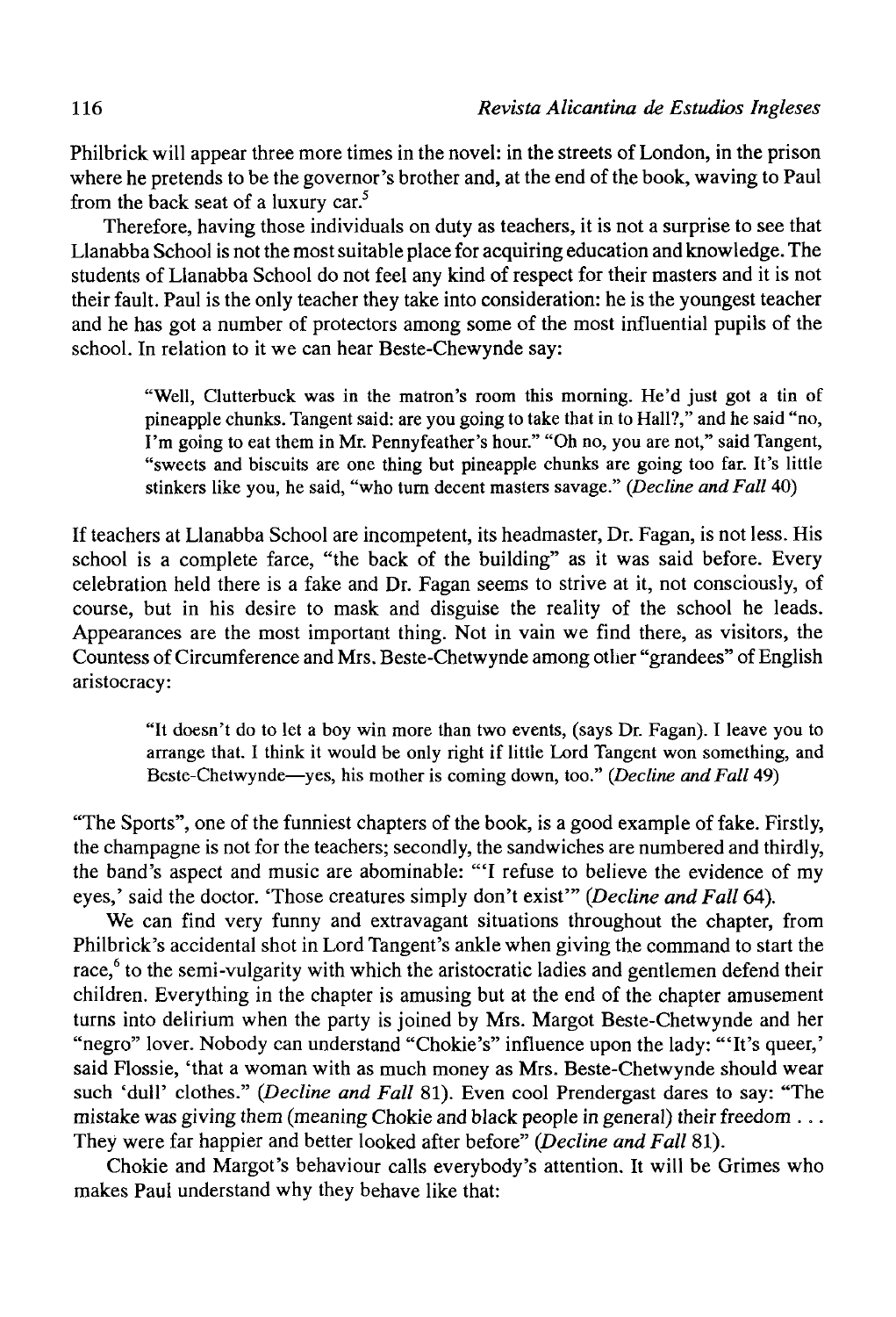Philbrick will appear three more times in the novel: in the streets of London, in the prison where he pretends to be the governor's brother and, at the end of the book, waving to Paul from the back seat of a luxury car.[5]

Therefore, having those individuals on duty as teachers, it is not a surprise to see that Llanabba School is not the most suitable place for acquiring education and knowledge. The students of Llanabba School do not feel any kind of respect for their masters and it is not their fault. Paul is the only teacher they take into consideration: he is the youngest teacher and he has got a number of protectors among some of the most influential pupils of the school. In relation to it we can hear Beste-Chewynde say:

> "Well, Clutterbuck was in the matron's room this morning. He'd just got a tin of pineapple chunks. Tangent said: are you going to take that in to Hall?," and he said "no, I'm going to eat them in Mr. Pennyfeather's hour." "Oh no, you are not," said Tangent, "sweets and biscuits are one thing but pineapple chunks are going too far. It's little stinkers like you, he said, "who turn decent masters savage." (*Decline and Fall* 40)

If teachers at Llanabba School are incompetent, its headmaster, Dr. Fagan, is not less. His school is a complete farce, "the back of the building" as it was said before. Every celebration held there is a fake and Dr. Fagan seems to strive at it, not consciously, of course, but in his desire to mask and disguise the reality of the school he leads. Appearances are the most important thing. Not in vain we find there, as visitors, the Countess of Circumference and Mrs. Beste-Chetwynde among other "grandees" of English aristocracy:

> "It doesn't do to let a boy win more than two events, (says Dr. Fagan). I leave you to arrange that. I think it would be only right if little Lord Tangent won something, and Beste-Chetwynde—yes, his mother is coming down, too." (*Decline and Fall* 49)

"The Sports", one of the funniest chapters of the book, is a good example of fake. Firstly, the champagne is not for the teachers; secondly, the sandwiches are numbered and thirdly, the band's aspect and music are abominable: "'I refuse to believe the evidence of my eyes,' said the doctor. 'Those creatures simply don't exist'" (*Decline and Fall* 64).

We can find very funny and extravagant situations throughout the chapter, from Philbrick's accidental shot in Lord Tangent's ankle when giving the command to start the race,[6] to the semi-vulgarity with which the aristocratic ladies and gentlemen defend their children. Everything in the chapter is amusing but at the end of the chapter amusement turns into delirium when the party is joined by Mrs. Margot Beste-Chetwynde and her "negro" lover. Nobody can understand "Chokie's" influence upon the lady: "'It's queer,' said Flossie, 'that a woman with as much money as Mrs. Beste-Chetwynde should wear such 'dull' clothes." (*Decline and Fall* 81). Even cool Prendergast dares to say: "The mistake was giving them (meaning Chokie and black people in general) their freedom . . . They were far happier and better looked after before" (*Decline and Fall* 81).

Chokie and Margot's behaviour calls everybody's attention. It will be Grimes who makes Paul understand why they behave like that: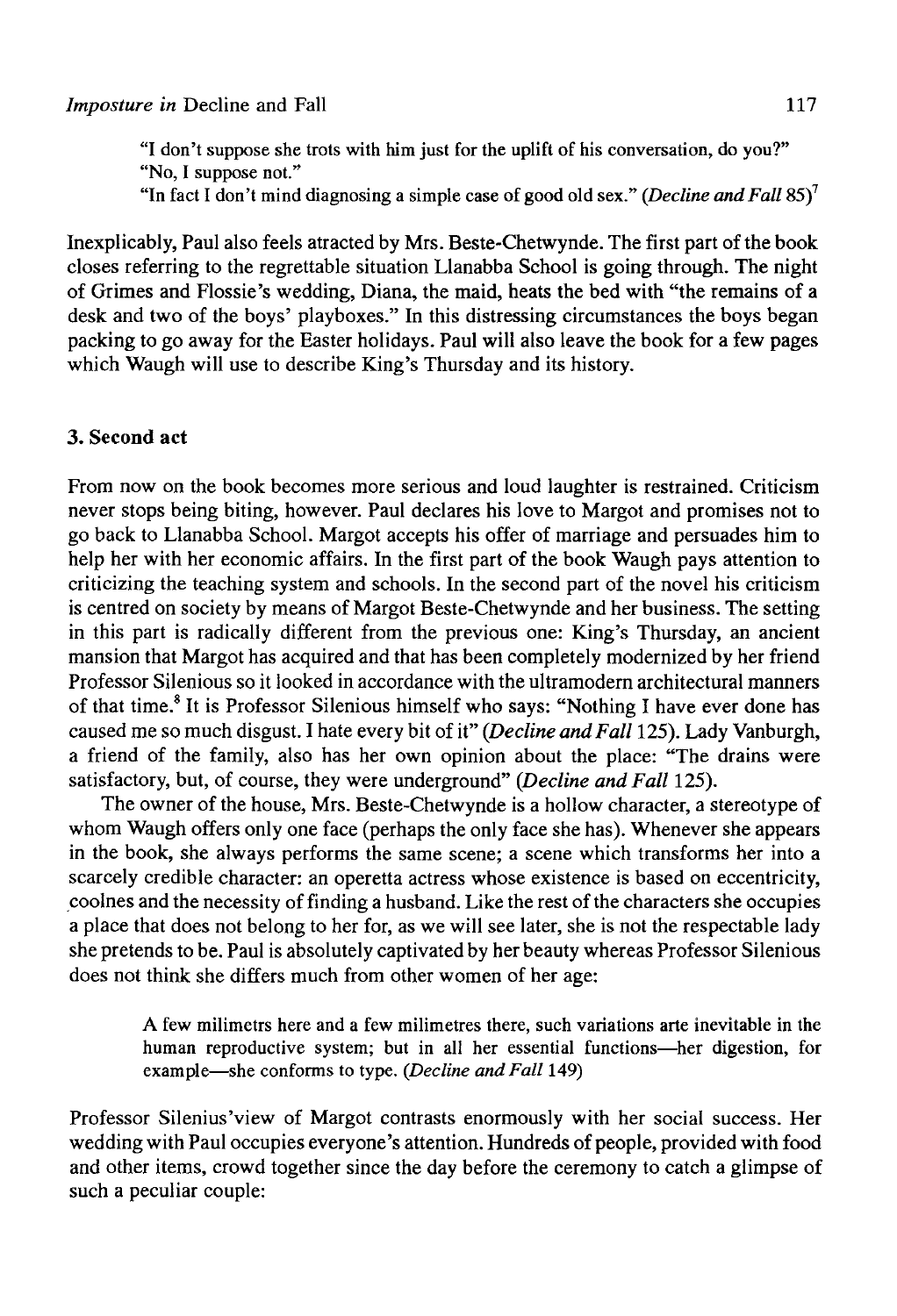"I don't suppose she trots with him just for the uplift of his conversation, do you?"
"No, I suppose not."
"In fact I don't mind diagnosing a simple case of good old sex." (*Decline and Fall* 85)[7]

Inexplicably, Paul also feels atracted by Mrs. Beste-Chetwynde. The first part of the book closes referring to the regrettable situation Llanabba School is going through. The night of Grimes and Flossie's wedding, Diana, the maid, heats the bed with "the remains of a desk and two of the boys' playboxes." In this distressing circumstances the boys began packing to go away for the Easter holidays. Paul will also leave the book for a few pages which Waugh will use to describe King's Thursday and its history.

### 3. Second act

From now on the book becomes more serious and loud laughter is restrained. Criticism never stops being biting, however. Paul declares his love to Margot and promises not to go back to Llanabba School. Margot accepts his offer of marriage and persuades him to help her with her economic affairs. In the first part of the book Waugh pays attention to criticizing the teaching system and schools. In the second part of the novel his criticism is centred on society by means of Margot Beste-Chetwynde and her business. The setting in this part is radically different from the previous one: King's Thursday, an ancient mansion that Margot has acquired and that has been completely modernized by her friend Professor Silenious so it looked in accordance with the ultramodern architectural manners of that time.[8] It is Professor Silenious himself who says: "Nothing I have ever done has caused me so much disgust. I hate every bit of it" (*Decline and Fall* 125). Lady Vanburgh, a friend of the family, also has her own opinion about the place: "The drains were satisfactory, but, of course, they were underground" (*Decline and Fall* 125).

The owner of the house, Mrs. Beste-Chetwynde is a hollow character, a stereotype of whom Waugh offers only one face (perhaps the only face she has). Whenever she appears in the book, she always performs the same scene; a scene which transforms her into a scarcely credible character: an operetta actress whose existence is based on eccentricity, coolnes and the necessity of finding a husband. Like the rest of the characters she occupies a place that does not belong to her for, as we will see later, she is not the respectable lady she pretends to be. Paul is absolutely captivated by her beauty whereas Professor Silenious does not think she differs much from other women of her age:

> A few milimetrs here and a few milimetres there, such variations arte inevitable in the human reproductive system; but in all her essential functions—her digestion, for example—she conforms to type. (*Decline and Fall* 149)

Professor Silenius'view of Margot contrasts enormously with her social success. Her wedding with Paul occupies everyone's attention. Hundreds of people, provided with food and other items, crowd together since the day before the ceremony to catch a glimpse of such a peculiar couple: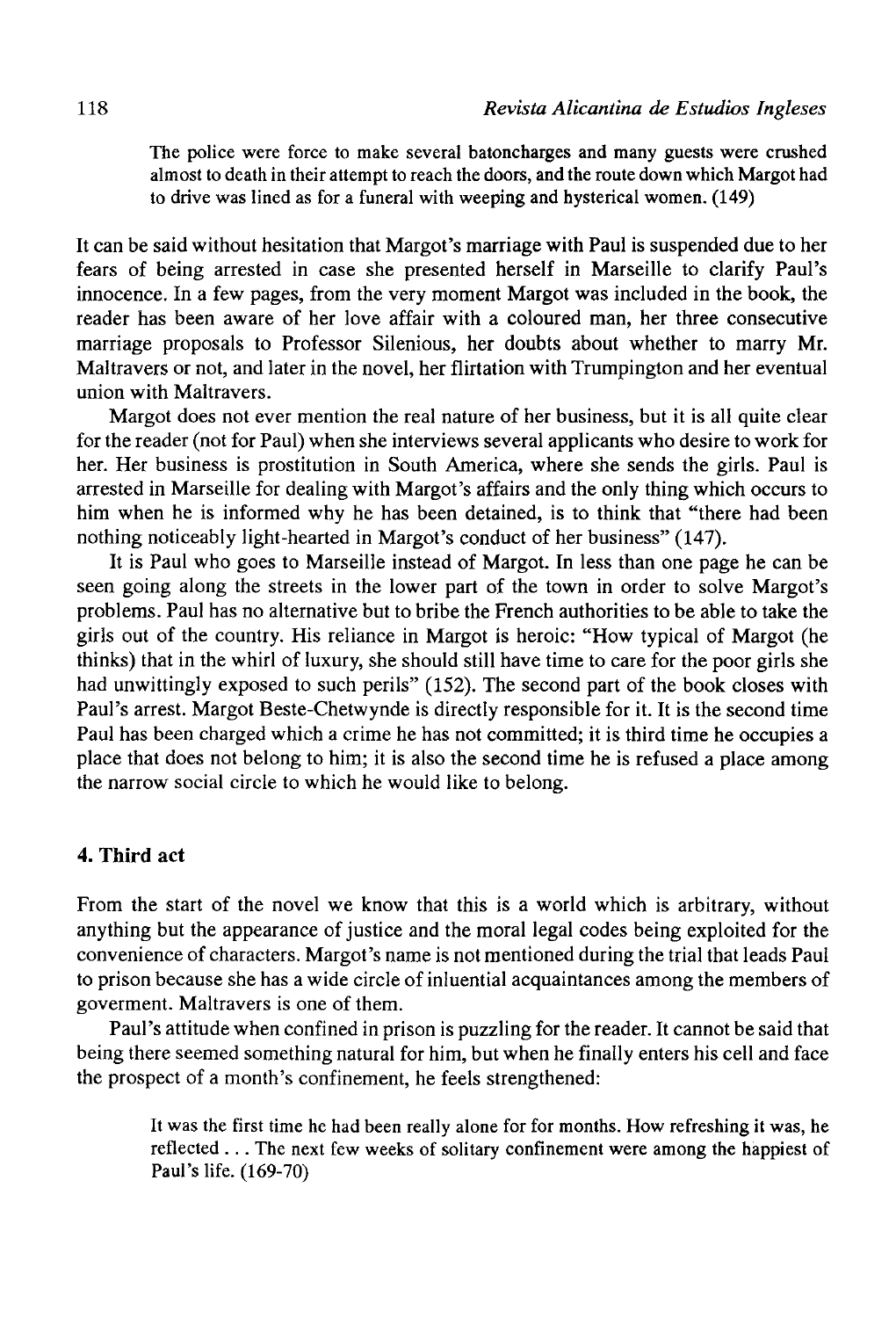> The police were force to make several batoncharges and many guests were crushed almost to death in their attempt to reach the doors, and the route down which Margot had to drive was lined as for a funeral with weeping and hysterical women. (149)

It can be said without hesitation that Margot's marriage with Paul is suspended due to her fears of being arrested in case she presented herself in Marseille to clarify Paul's innocence. In a few pages, from the very moment Margot was included in the book, the reader has been aware of her love affair with a coloured man, her three consecutive marriage proposals to Professor Silenious, her doubts about whether to marry Mr. Maltravers or not, and later in the novel, her flirtation with Trumpington and her eventual union with Maltravers.

Margot does not ever mention the real nature of her business, but it is all quite clear for the reader (not for Paul) when she interviews several applicants who desire to work for her. Her business is prostitution in South America, where she sends the girls. Paul is arrested in Marseille for dealing with Margot's affairs and the only thing which occurs to him when he is informed why he has been detained, is to think that "there had been nothing noticeably light-hearted in Margot's conduct of her business" (147).

It is Paul who goes to Marseille instead of Margot. In less than one page he can be seen going along the streets in the lower part of the town in order to solve Margot's problems. Paul has no alternative but to bribe the French authorities to be able to take the girls out of the country. His reliance in Margot is heroic: "How typical of Margot (he thinks) that in the whirl of luxury, she should still have time to care for the poor girls she had unwittingly exposed to such perils" (152). The second part of the book closes with Paul's arrest. Margot Beste-Chetwynde is directly responsible for it. It is the second time Paul has been charged which a crime he has not committed; it is third time he occupies a place that does not belong to him; it is also the second time he is refused a place among the narrow social circle to which he would like to belong.

## 4. Third act

From the start of the novel we know that this is a world which is arbitrary, without anything but the appearance of justice and the moral legal codes being exploited for the convenience of characters. Margot's name is not mentioned during the trial that leads Paul to prison because she has a wide circle of inluential acquaintances among the members of goverment. Maltravers is one of them.

Paul's attitude when confined in prison is puzzling for the reader. It cannot be said that being there seemed something natural for him, but when he finally enters his cell and face the prospect of a month's confinement, he feels strengthened:

> It was the first time he had been really alone for for months. How refreshing it was, he reflected . . . The next few weeks of solitary confinement were among the happiest of Paul's life. (169-70)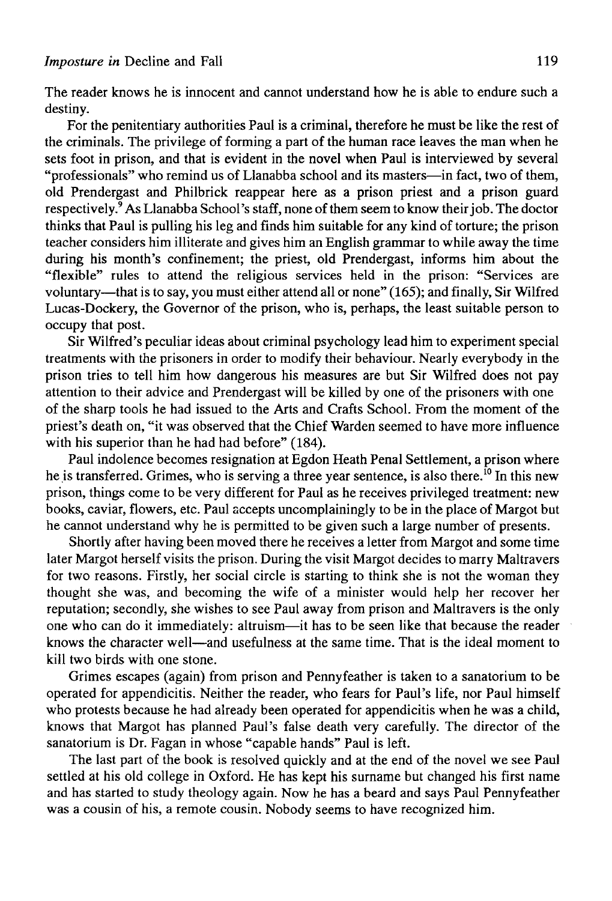The reader knows he is innocent and cannot understand how he is able to endure such a destiny.

For the penitentiary authorities Paul is a criminal, therefore he must be like the rest of the criminals. The privilege of forming a part of the human race leaves the man when he sets foot in prison, and that is evident in the novel when Paul is interviewed by several "professionals" who remind us of Llanabba school and its masters—in fact, two of them, old Prendergast and Philbrick reappear here as a prison priest and a prison guard respectively.[9] As Llanabba School's staff, none of them seem to know their job. The doctor thinks that Paul is pulling his leg and finds him suitable for any kind of torture; the prison teacher considers him illiterate and gives him an English grammar to while away the time during his month's confinement; the priest, old Prendergast, informs him about the "flexible" rules to attend the religious services held in the prison: "Services are voluntary—that is to say, you must either attend all or none" (165); and finally, Sir Wilfred Lucas-Dockery, the Governor of the prison, who is, perhaps, the least suitable person to occupy that post.

Sir Wilfred's peculiar ideas about criminal psychology lead him to experiment special treatments with the prisoners in order to modify their behaviour. Nearly everybody in the prison tries to tell him how dangerous his measures are but Sir Wilfred does not pay attention to their advice and Prendergast will be killed by one of the prisoners with one of the sharp tools he had issued to the Arts and Crafts School. From the moment of the priest's death on, "it was observed that the Chief Warden seemed to have more influence with his superior than he had had before" (184).

Paul indolence becomes resignation at Egdon Heath Penal Settlement, a prison where he is transferred. Grimes, who is serving a three year sentence, is also there.[10] In this new prison, things come to be very different for Paul as he receives privileged treatment: new books, caviar, flowers, etc. Paul accepts uncomplainingly to be in the place of Margot but he cannot understand why he is permitted to be given such a large number of presents.

Shortly after having been moved there he receives a letter from Margot and some time later Margot herself visits the prison. During the visit Margot decides to marry Maltravers for two reasons. Firstly, her social circle is starting to think she is not the woman they thought she was, and becoming the wife of a minister would help her recover her reputation; secondly, she wishes to see Paul away from prison and Maltravers is the only one who can do it immediately: altruism—it has to be seen like that because the reader knows the character well—and usefulness at the same time. That is the ideal moment to kill two birds with one stone.

Grimes escapes (again) from prison and Pennyfeather is taken to a sanatorium to be operated for appendicitis. Neither the reader, who fears for Paul's life, nor Paul himself who protests because he had already been operated for appendicitis when he was a child, knows that Margot has planned Paul's false death very carefully. The director of the sanatorium is Dr. Fagan in whose "capable hands" Paul is left.

The last part of the book is resolved quickly and at the end of the novel we see Paul settled at his old college in Oxford. He has kept his surname but changed his first name and has started to study theology again. Now he has a beard and says Paul Pennyfeather was a cousin of his, a remote cousin. Nobody seems to have recognized him.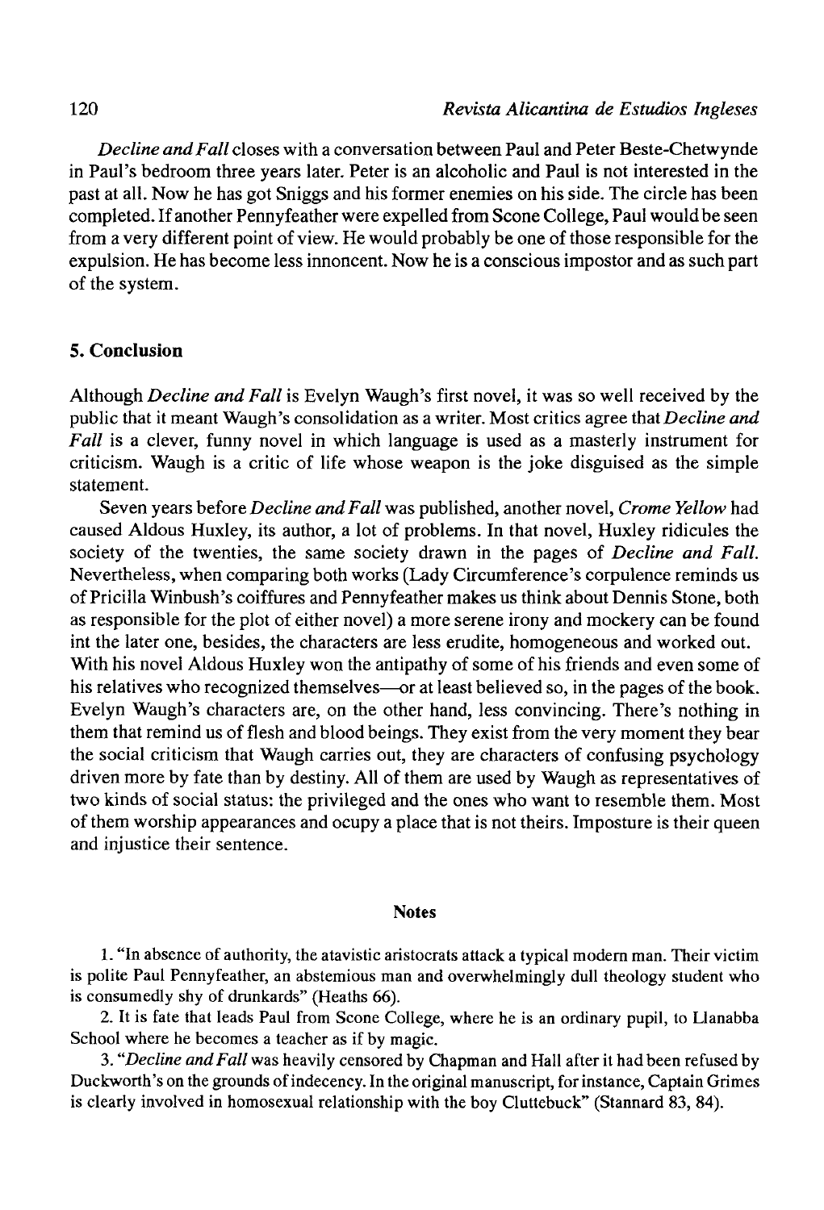*Decline and Fall* closes with a conversation between Paul and Peter Beste-Chetwynde in Paul's bedroom three years later. Peter is an alcoholic and Paul is not interested in the past at all. Now he has got Sniggs and his former enemies on his side. The circle has been completed. If another Pennyfeather were expelled from Scone College, Paul would be seen from a very different point of view. He would probably be one of those responsible for the expulsion. He has become less innoncent. Now he is a conscious impostor and as such part of the system.

## 5. Conclusion

Although *Decline and Fall* is Evelyn Waugh's first novel, it was so well received by the public that it meant Waugh's consolidation as a writer. Most critics agree that *Decline and Fall* is a clever, funny novel in which language is used as a masterly instrument for criticism. Waugh is a critic of life whose weapon is the joke disguised as the simple statement.

Seven years before *Decline and Fall* was published, another novel, *Crome Yellow* had caused Aldous Huxley, its author, a lot of problems. In that novel, Huxley ridicules the society of the twenties, the same society drawn in the pages of *Decline and Fall*. Nevertheless, when comparing both works (Lady Circumference's corpulence reminds us of Pricilla Winbush's coiffures and Pennyfeather makes us think about Dennis Stone, both as responsible for the plot of either novel) a more serene irony and mockery can be found int the later one, besides, the characters are less erudite, homogeneous and worked out. With his novel Aldous Huxley won the antipathy of some of his friends and even some of his relatives who recognized themselves—or at least believed so, in the pages of the book. Evelyn Waugh's characters are, on the other hand, less convincing. There's nothing in them that remind us of flesh and blood beings. They exist from the very moment they bear the social criticism that Waugh carries out, they are characters of confusing psychology driven more by fate than by destiny. All of them are used by Waugh as representatives of two kinds of social status: the privileged and the ones who want to resemble them. Most of them worship appearances and ocupy a place that is not theirs. Imposture is their queen and injustice their sentence.

### Notes

1. "In absence of authority, the atavistic aristocrats attack a typical modern man. Their victim is polite Paul Pennyfeather, an abstemious man and overwhelmingly dull theology student who is consumedly shy of drunkards" (Heaths 66).

2. It is fate that leads Paul from Scone College, where he is an ordinary pupil, to Llanabba School where he becomes a teacher as if by magic.

3. "*Decline and Fall* was heavily censored by Chapman and Hall after it had been refused by Duckworth's on the grounds of indecency. In the original manuscript, for instance, Captain Grimes is clearly involved in homosexual relationship with the boy Cluttebuck" (Stannard 83, 84).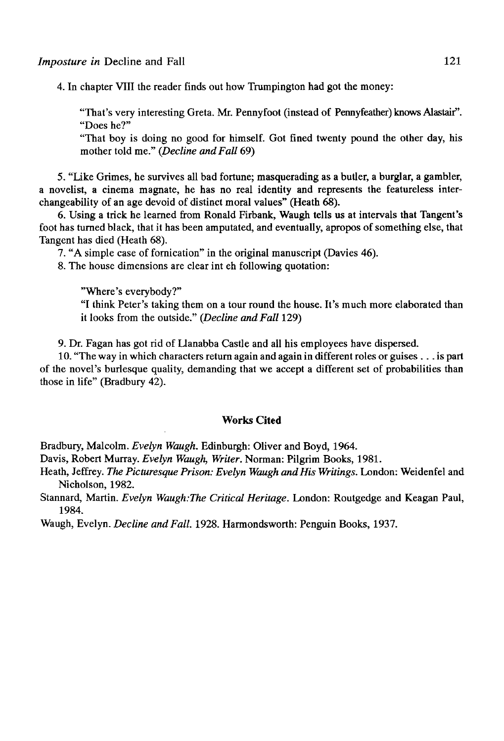4. In chapter VIII the reader finds out how Trumpington had got the money:

> "That's very interesting Greta. Mr. Pennyfoot (instead of Pennyfeather) knows Alastair".
> "Does he?"
> "That boy is doing no good for himself. Got fined twenty pound the other day, his mother told me." (*Decline and Fall* 69)

5. "Like Grimes, he survives all bad fortune; masquerading as a butler, a burglar, a gambler, a novelist, a cinema magnate, he has no real identity and represents the featureless interchangeability of an age devoid of distinct moral values" (Heath 68).

6. Using a trick he learned from Ronald Firbank, Waugh tells us at intervals that Tangent's foot has turned black, that it has been amputated, and eventually, apropos of something else, that Tangent has died (Heath 68).

7. "A simple case of fornication" in the original manuscript (Davies 46).

8. The house dimensions are clear int eh following quotation:

> "Where's everybody?"
> "I think Peter's taking them on a tour round the house. It's much more elaborated than it looks from the outside." (*Decline and Fall* 129)

9. Dr. Fagan has got rid of Llanabba Castle and all his employees have dispersed.

10. "The way in which characters return again and again in different roles or guises . . . is part of the novel's burlesque quality, demanding that we accept a different set of probabilities than those in life" (Bradbury 42).

## Works Cited

Bradbury, Malcolm. *Evelyn Waugh.* Edinburgh: Oliver and Boyd, 1964.

Davis, Robert Murray. *Evelyn Waugh, Writer.* Norman: Pilgrim Books, 1981.

Heath, Jeffrey. *The Picturesque Prison: Evelyn Waugh and His Writings.* London: Weidenfel and Nicholson, 1982.

Stannard, Martin. *Evelyn Waugh:The Critical Heritage.* London: Routgedge and Keagan Paul, 1984.

Waugh, Evelyn. *Decline and Fall.* 1928. Harmondsworth: Penguin Books, 1937.